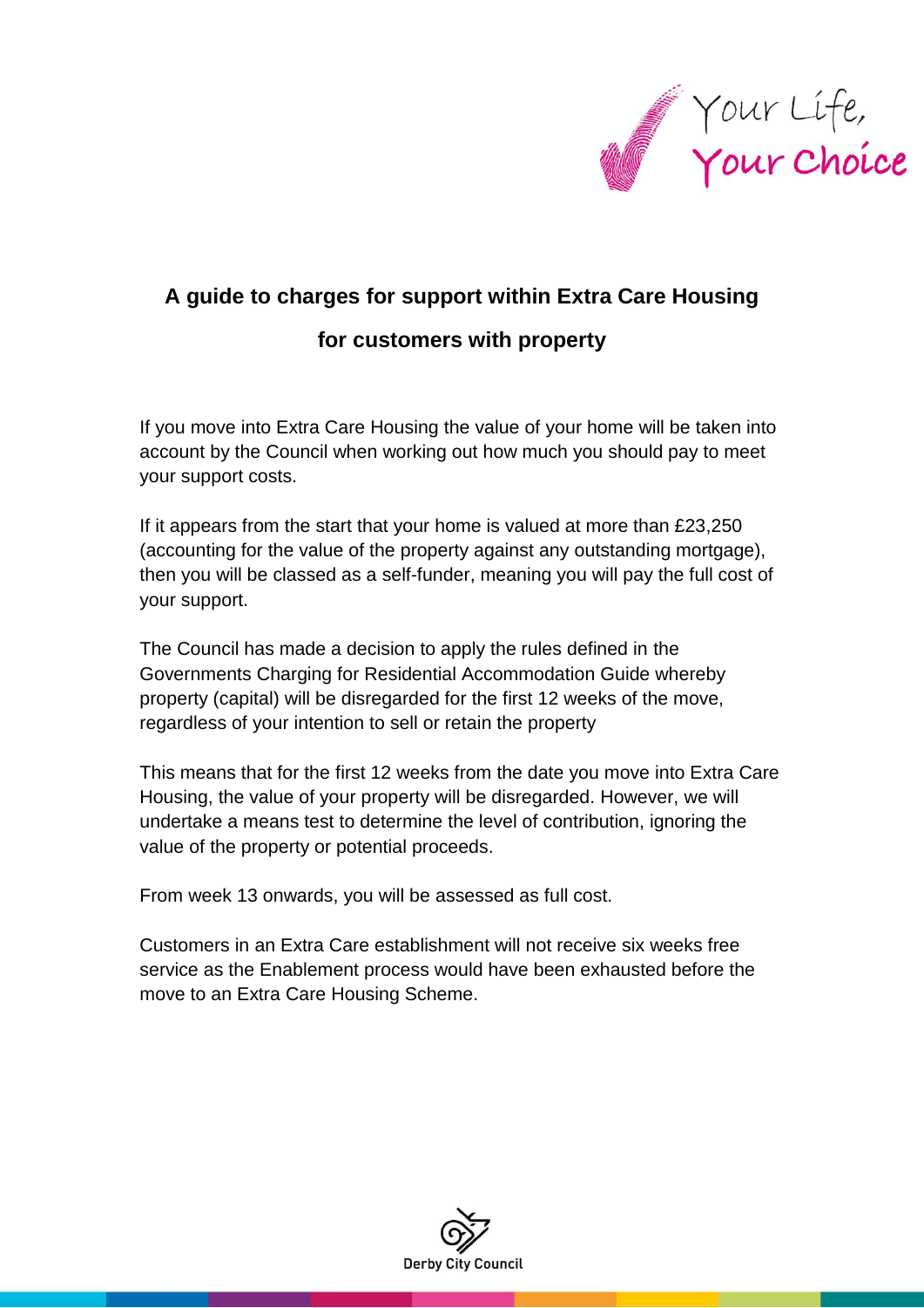# A guide to charges for support within Extra Care Housing for customers with property

If you move into Extra Care Housing the value of your home will be taken into account by the Council when working out how much you should pay to meet your support costs.

If it appears from the start that your home is valued at more than £23,250 (accounting for the value of the property against any outstanding mortgage), then you will be classed as a self-funder, meaning you will pay the full cost of your support.

The Council has made a decision to apply the rules defined in the Governments Charging for Residential Accommodation Guide whereby property (capital) will be disregarded for the first 12 weeks of the move, regardless of your intention to sell or retain the property

This means that for the first 12 weeks from the date you move into Extra Care Housing, the value of your property will be disregarded. However, we will undertake a means test to determine the level of contribution, ignoring the value of the property or potential proceeds.

From week 13 onwards, you will be assessed as full cost.

Customers in an Extra Care establishment will not receive six weeks free service as the Enablement process would have been exhausted before the move to an Extra Care Housing Scheme.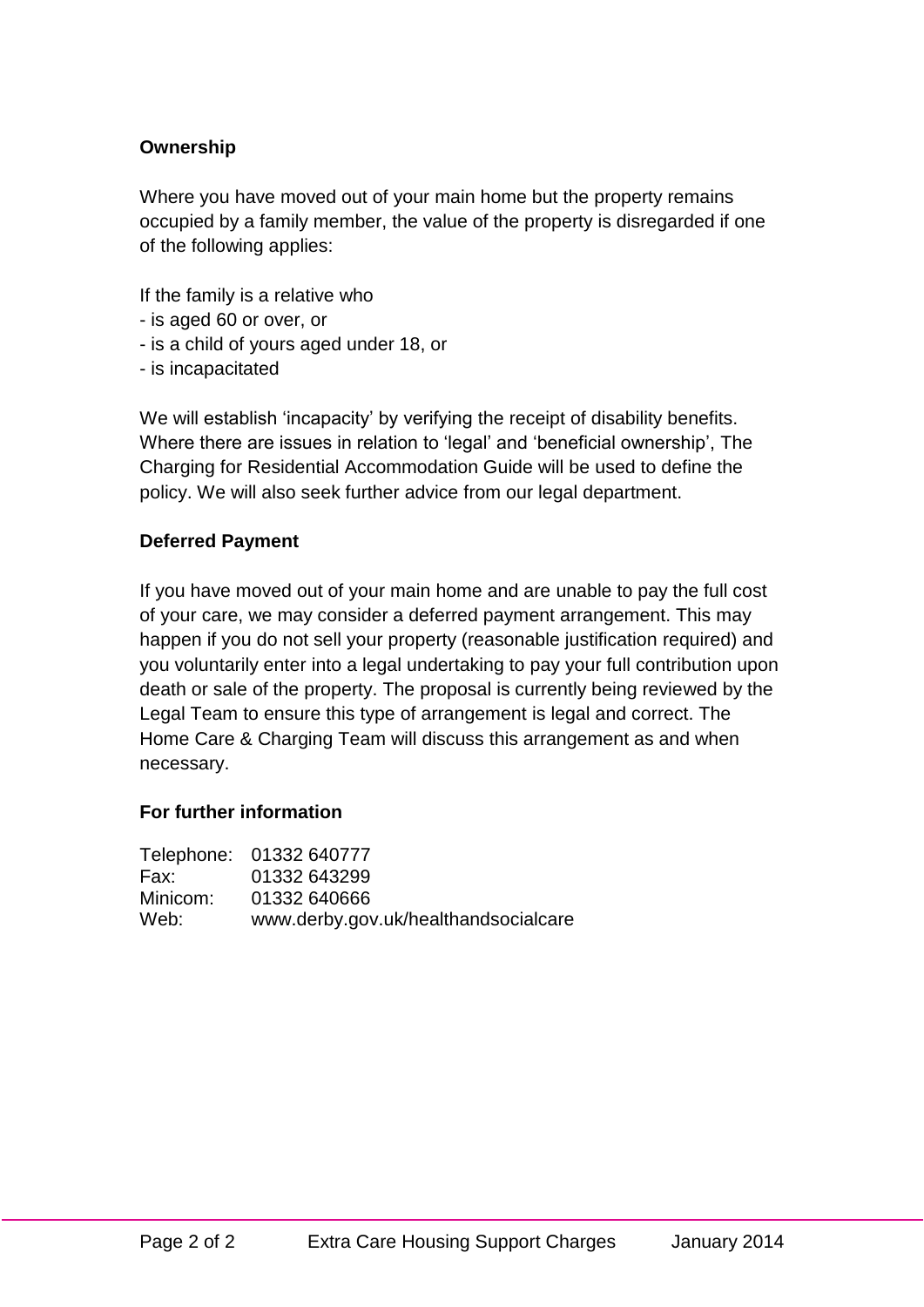**Ownership**

Where you have moved out of your main home but the property remains occupied by a family member, the value of the property is disregarded if one of the following applies:

If the family is a relative who
- is aged 60 or over, or
- is a child of yours aged under 18, or
- is incapacitated

We will establish 'incapacity' by verifying the receipt of disability benefits. Where there are issues in relation to 'legal' and 'beneficial ownership', The Charging for Residential Accommodation Guide will be used to define the policy. We will also seek further advice from our legal department.

**Deferred Payment**

If you have moved out of your main home and are unable to pay the full cost of your care, we may consider a deferred payment arrangement. This may happen if you do not sell your property (reasonable justification required) and you voluntarily enter into a legal undertaking to pay your full contribution upon death or sale of the property. The proposal is currently being reviewed by the Legal Team to ensure this type of arrangement is legal and correct. The Home Care & Charging Team will discuss this arrangement as and when necessary.

**For further information**

| | |
|---|---|
| Telephone: | 01332 640777 |
| Fax: | 01332 643299 |
| Minicom: | 01332 640666 |
| Web: | www.derby.gov.uk/healthandsocialcare |